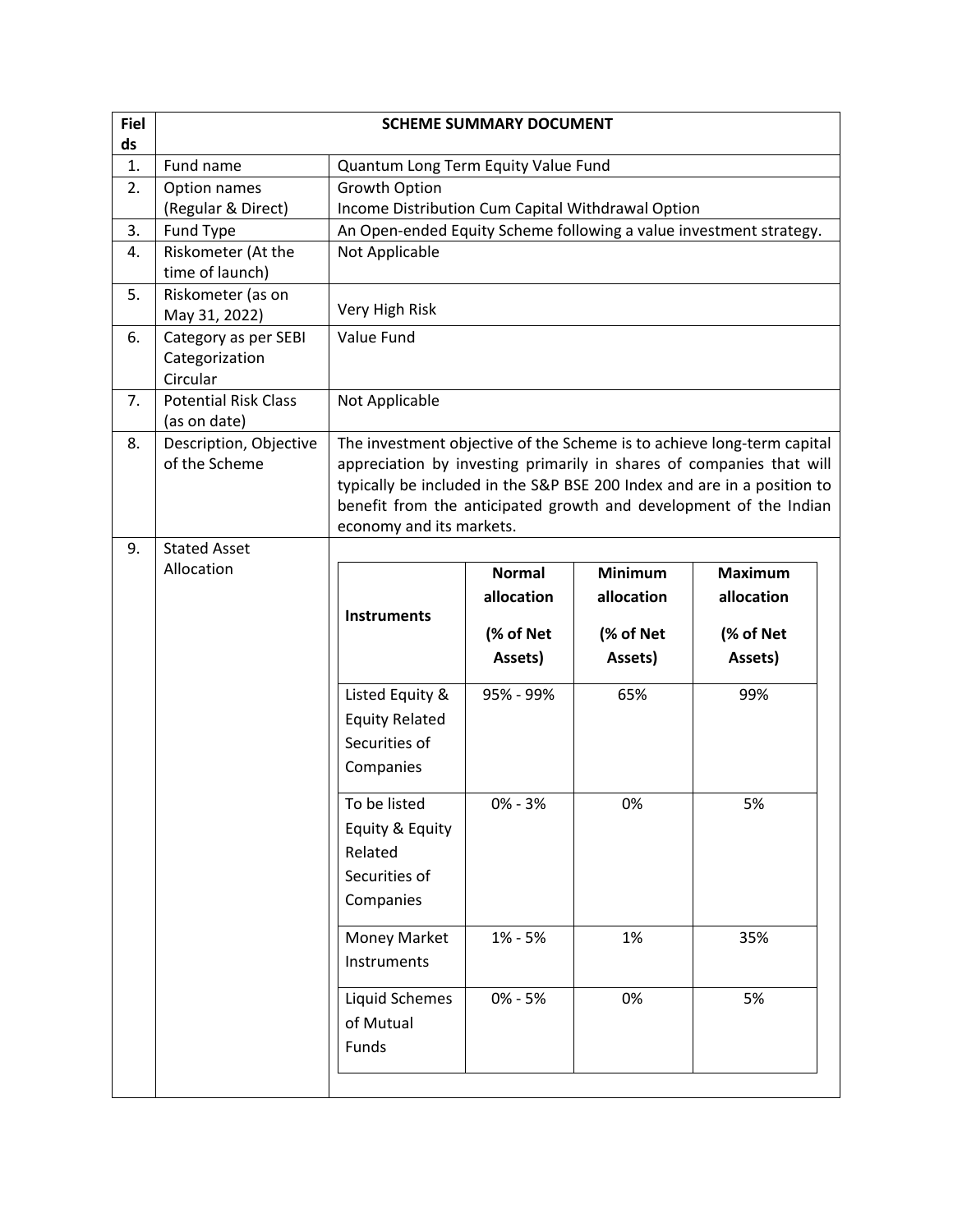| Fields | SCHEME SUMMARY DOCUMENT | |
|---|---|---|
| 1. | Fund name | Quantum Long Term Equity Value Fund |
| 2. | Option names (Regular & Direct) | Growth Option<br>Income Distribution Cum Capital Withdrawal Option |
| 3. | Fund Type | An Open-ended Equity Scheme following a value investment strategy. |
| 4. | Riskometer (At the time of launch) | Not Applicable |
| 5. | Riskometer (as on May 31, 2022) | Very High Risk |
| 6. | Category as per SEBI Categorization Circular | Value Fund |
| 7. | Potential Risk Class (as on date) | Not Applicable |
| 8. | Description, Objective of the Scheme | The investment objective of the Scheme is to achieve long-term capital appreciation by investing primarily in shares of companies that will typically be included in the S&P BSE 200 Index and are in a position to benefit from the anticipated growth and development of the Indian economy and its markets. |
| 9. | Stated Asset Allocation | |

| Instruments | Normal allocation (% of Net Assets) | Minimum allocation (% of Net Assets) | Maximum allocation (% of Net Assets) |
|---|---|---|---|
| Listed Equity & Equity Related Securities of Companies | 95% - 99% | 65% | 99% |
| To be listed Equity & Equity Related Securities of Companies | 0% - 3% | 0% | 5% |
| Money Market Instruments | 1% - 5% | 1% | 35% |
| Liquid Schemes of Mutual Funds | 0% - 5% | 0% | 5% |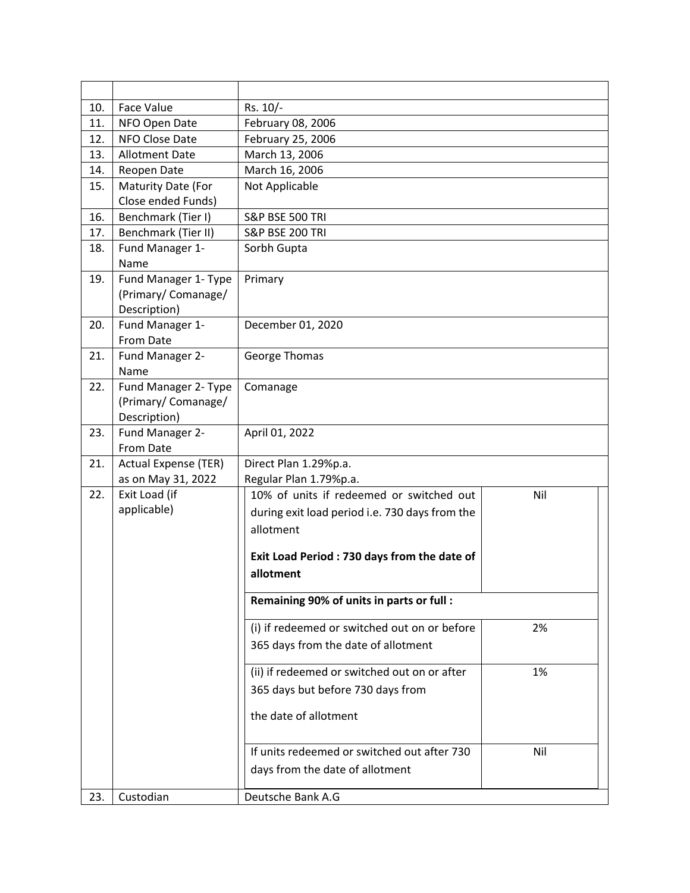| | | |
|---|---|---|
| | | |
| 10. | Face Value | Rs. 10/- |
| 11. | NFO Open Date | February 08, 2006 |
| 12. | NFO Close Date | February 25, 2006 |
| 13. | Allotment Date | March 13, 2006 |
| 14. | Reopen Date | March 16, 2006 |
| 15. | Maturity Date (For Close ended Funds) | Not Applicable |
| 16. | Benchmark (Tier I) | S&P BSE 500 TRI |
| 17. | Benchmark (Tier II) | S&P BSE 200 TRI |
| 18. | Fund Manager 1- Name | Sorbh Gupta |
| 19. | Fund Manager 1- Type (Primary/ Comanage/ Description) | Primary |
| 20. | Fund Manager 1- From Date | December 01, 2020 |
| 21. | Fund Manager 2- Name | George Thomas |
| 22. | Fund Manager 2- Type (Primary/ Comanage/ Description) | Comanage |
| 23. | Fund Manager 2- From Date | April 01, 2022 |
| 21. | Actual Expense (TER) as on May 31, 2022 | Direct Plan 1.29%p.a.<br>Regular Plan 1.79%p.a. |
| 22. | Exit Load (if applicable) | 10% of units if redeemed or switched out during exit load period i.e. 730 days from the allotment — Nil<br><br>**Exit Load Period : 730 days from the date of allotment**<br><br>**Remaining 90% of units in parts or full :**<br><br>(i) if redeemed or switched out on or before 365 days from the date of allotment — 2%<br><br>(ii) if redeemed or switched out on or after 365 days but before 730 days from the date of allotment — 1%<br><br>If units redeemed or switched out after 730 days from the date of allotment — Nil |
| 23. | Custodian | Deutsche Bank A.G |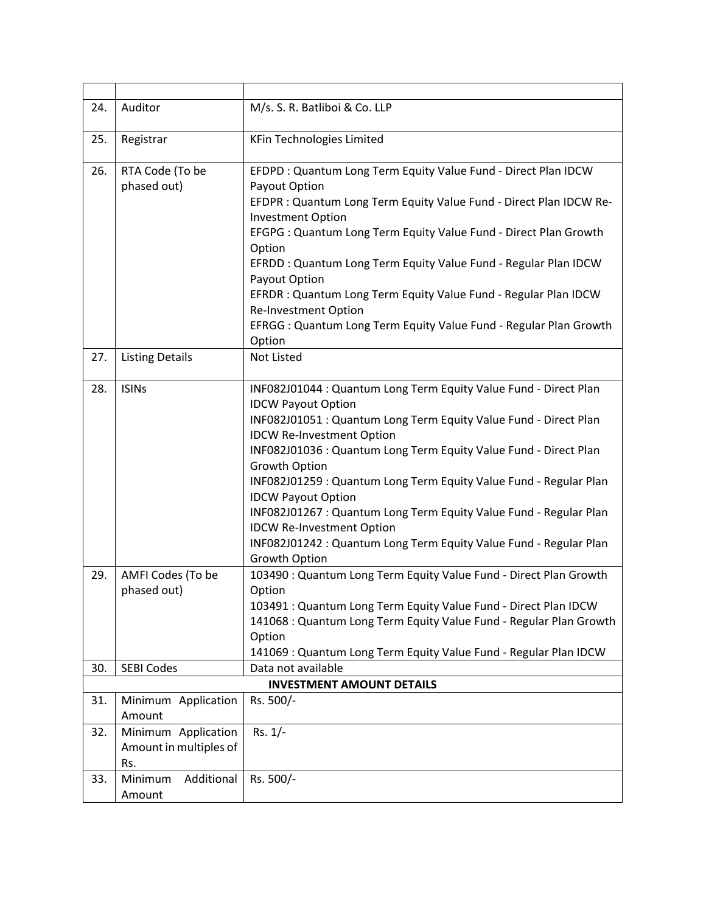| | | |
|---|---|---|
| | | |
| 24. | Auditor | M/s. S. R. Batliboi & Co. LLP |
| 25. | Registrar | KFin Technologies Limited |
| 26. | RTA Code (To be phased out) | EFDPD : Quantum Long Term Equity Value Fund - Direct Plan IDCW Payout Option<br>EFDPR : Quantum Long Term Equity Value Fund - Direct Plan IDCW Re-Investment Option<br>EFGPG : Quantum Long Term Equity Value Fund - Direct Plan Growth Option<br>EFRDD : Quantum Long Term Equity Value Fund - Regular Plan IDCW Payout Option<br>EFRDR : Quantum Long Term Equity Value Fund - Regular Plan IDCW Re-Investment Option<br>EFRGG : Quantum Long Term Equity Value Fund - Regular Plan Growth Option |
| 27. | Listing Details | Not Listed |
| 28. | ISINs | INF082J01044 : Quantum Long Term Equity Value Fund - Direct Plan IDCW Payout Option<br>INF082J01051 : Quantum Long Term Equity Value Fund - Direct Plan IDCW Re-Investment Option<br>INF082J01036 : Quantum Long Term Equity Value Fund - Direct Plan Growth Option<br>INF082J01259 : Quantum Long Term Equity Value Fund - Regular Plan IDCW Payout Option<br>INF082J01267 : Quantum Long Term Equity Value Fund - Regular Plan IDCW Re-Investment Option<br>INF082J01242 : Quantum Long Term Equity Value Fund - Regular Plan Growth Option |
| 29. | AMFI Codes (To be phased out) | 103490 : Quantum Long Term Equity Value Fund - Direct Plan Growth Option<br>103491 : Quantum Long Term Equity Value Fund - Direct Plan IDCW<br>141068 : Quantum Long Term Equity Value Fund - Regular Plan Growth Option<br>141069 : Quantum Long Term Equity Value Fund - Regular Plan IDCW |
| 30. | SEBI Codes | Data not available |
| **INVESTMENT AMOUNT DETAILS** | | |
| 31. | Minimum Application Amount | Rs. 500/- |
| 32. | Minimum Application Amount in multiples of Rs. | Rs. 1/- |
| 33. | Minimum Additional Amount | Rs. 500/- |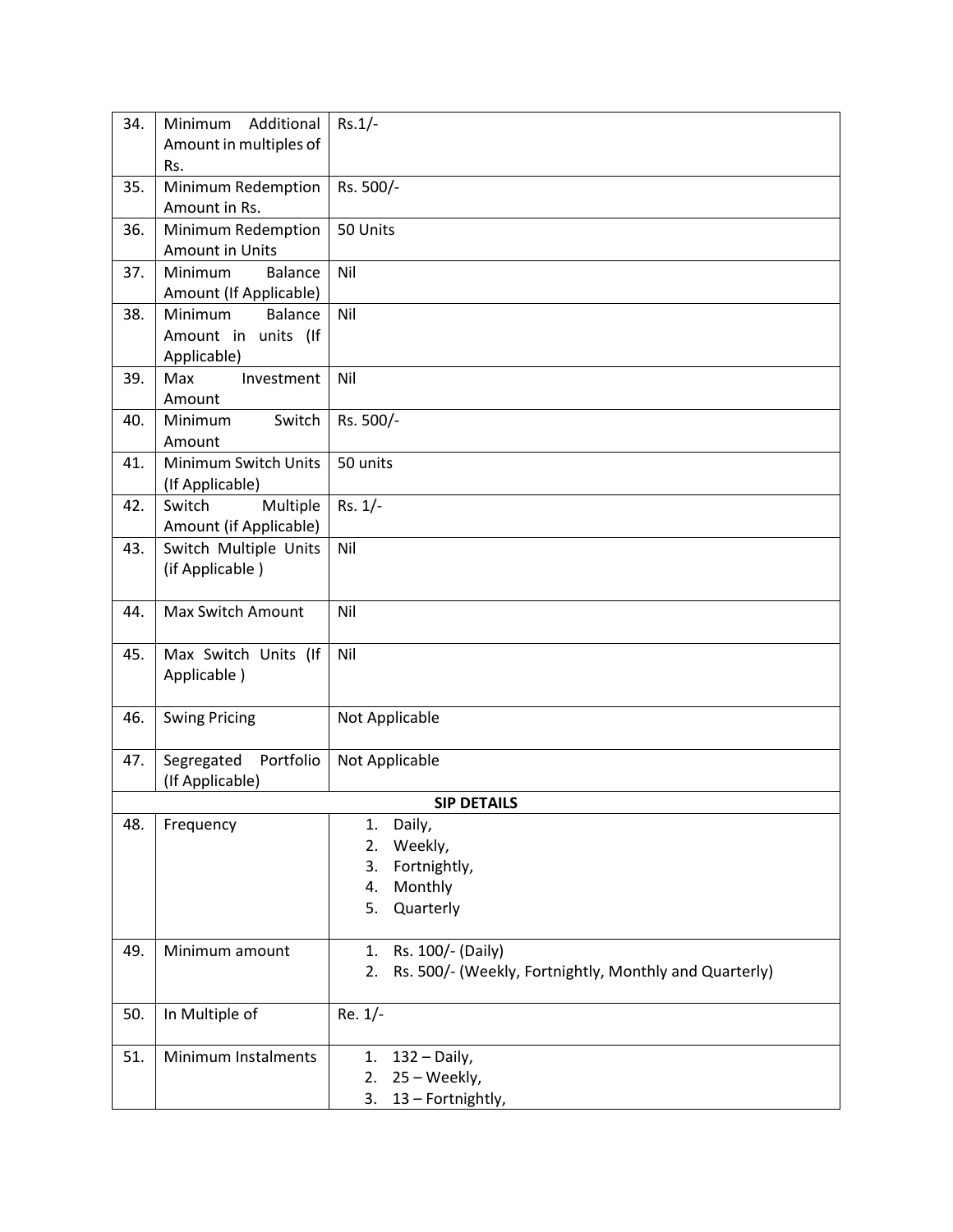| | | |
|---|---|---|
| 34. | Minimum Additional Amount in multiples of Rs. | Rs.1/- |
| 35. | Minimum Redemption Amount in Rs. | Rs. 500/- |
| 36. | Minimum Redemption Amount in Units | 50 Units |
| 37. | Minimum Balance Amount (If Applicable) | Nil |
| 38. | Minimum Balance Amount in units (If Applicable) | Nil |
| 39. | Max Investment Amount | Nil |
| 40. | Minimum Switch Amount | Rs. 500/- |
| 41. | Minimum Switch Units (If Applicable) | 50 units |
| 42. | Switch Multiple Amount (if Applicable) | Rs. 1/- |
| 43. | Switch Multiple Units (if Applicable ) | Nil |
| 44. | Max Switch Amount | Nil |
| 45. | Max Switch Units (If Applicable ) | Nil |
| 46. | Swing Pricing | Not Applicable |
| 47. | Segregated Portfolio (If Applicable) | Not Applicable |
| **SIP DETAILS** | | |
| 48. | Frequency | 1. Daily,<br>2. Weekly,<br>3. Fortnightly,<br>4. Monthly<br>5. Quarterly |
| 49. | Minimum amount | 1. Rs. 100/- (Daily)<br>2. Rs. 500/- (Weekly, Fortnightly, Monthly and Quarterly) |
| 50. | In Multiple of | Re. 1/- |
| 51. | Minimum Instalments | 1. 132 – Daily,<br>2. 25 – Weekly,<br>3. 13 – Fortnightly, |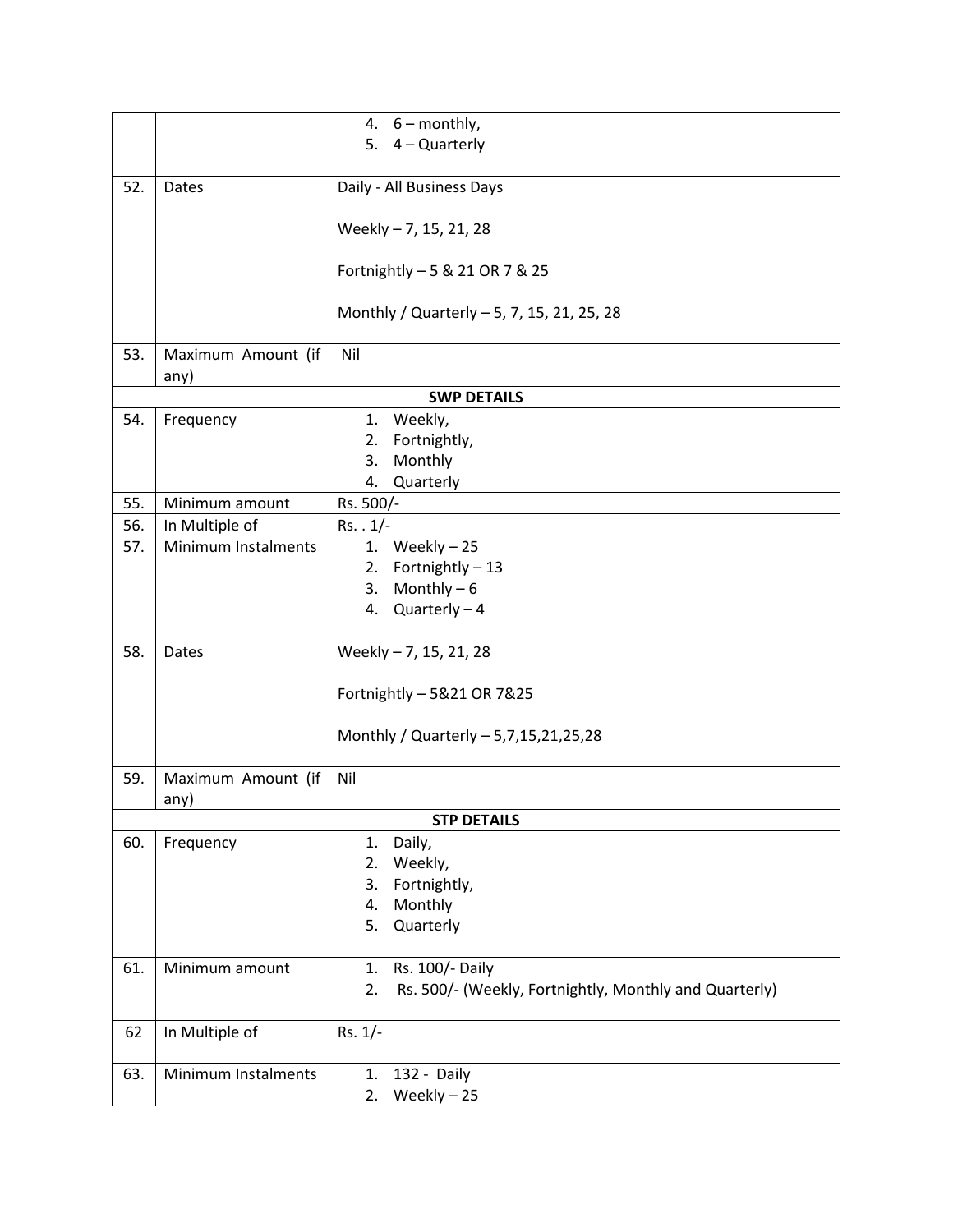| | | |
|---|---|---|
| | | 4. 6 – monthly,<br>5. 4 – Quarterly |
| 52. | Dates | Daily - All Business Days<br><br>Weekly – 7, 15, 21, 28<br><br>Fortnightly – 5 & 21 OR 7 & 25<br><br>Monthly / Quarterly – 5, 7, 15, 21, 25, 28 |
| 53. | Maximum Amount (if any) | Nil |
| **SWP DETAILS** | | |
| 54. | Frequency | 1. Weekly,<br>2. Fortnightly,<br>3. Monthly<br>4. Quarterly |
| 55. | Minimum amount | Rs. 500/- |
| 56. | In Multiple of | Rs. . 1/- |
| 57. | Minimum Instalments | 1. Weekly – 25<br>2. Fortnightly – 13<br>3. Monthly – 6<br>4. Quarterly – 4 |
| 58. | Dates | Weekly – 7, 15, 21, 28<br><br>Fortnightly – 5&21 OR 7&25<br><br>Monthly / Quarterly – 5,7,15,21,25,28 |
| 59. | Maximum Amount (if any) | Nil |
| **STP DETAILS** | | |
| 60. | Frequency | 1. Daily,<br>2. Weekly,<br>3. Fortnightly,<br>4. Monthly<br>5. Quarterly |
| 61. | Minimum amount | 1. Rs. 100/- Daily<br>2. Rs. 500/- (Weekly, Fortnightly, Monthly and Quarterly) |
| 62 | In Multiple of | Rs. 1/- |
| 63. | Minimum Instalments | 1. 132 - Daily<br>2. Weekly – 25 |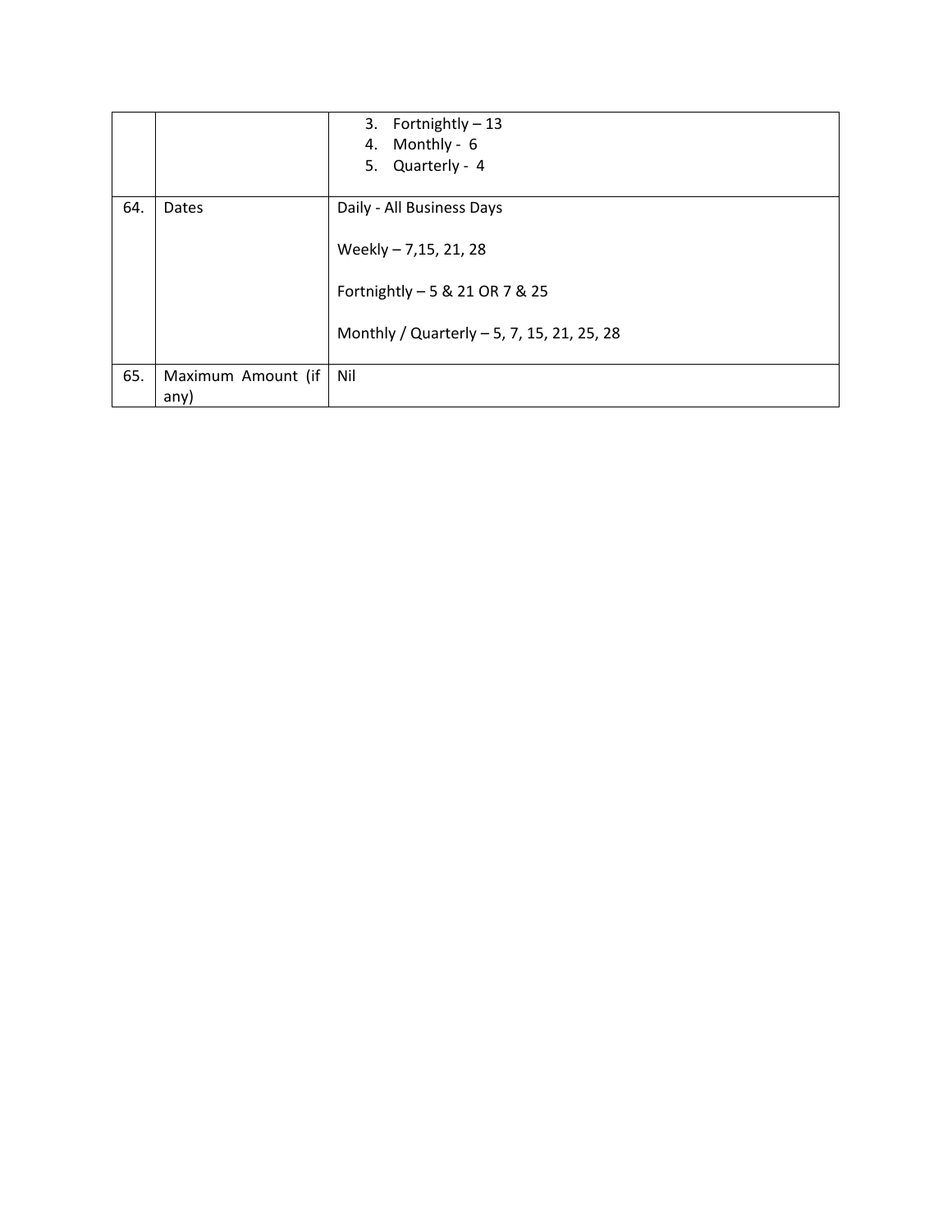| | | |
|---|---|---|
| | | 3. Fortnightly – 13<br>4. Monthly - 6<br>5. Quarterly - 4 |
| 64. | Dates | Daily - All Business Days<br><br>Weekly – 7,15, 21, 28<br><br>Fortnightly – 5 & 21 OR 7 & 25<br><br>Monthly / Quarterly – 5, 7, 15, 21, 25, 28 |
| 65. | Maximum Amount (if any) | Nil |